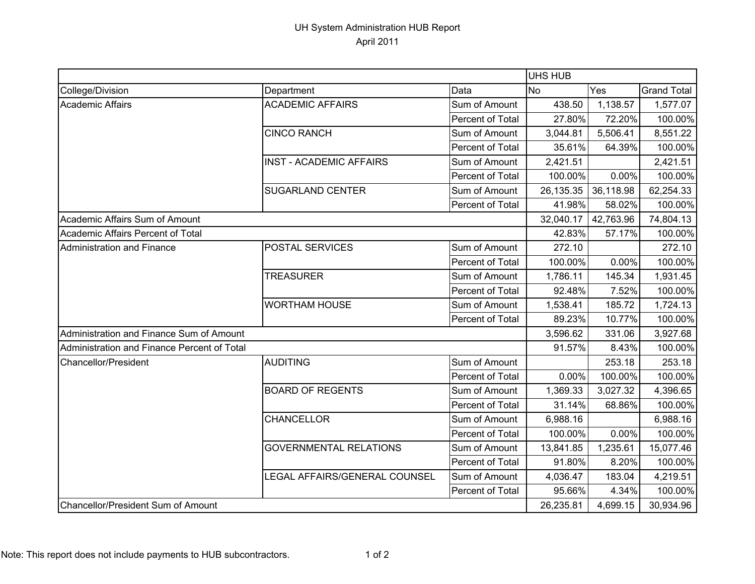# UH System Administration HUB Report

April 2011

| | | | UHS HUB | | |
|---|---|---|---|---|---|
| College/Division | Department | Data | No | Yes | Grand Total |
| Academic Affairs | ACADEMIC AFFAIRS | Sum of Amount | 438.50 | 1,138.57 | 1,577.07 |
| | | Percent of Total | 27.80% | 72.20% | 100.00% |
| | CINCO RANCH | Sum of Amount | 3,044.81 | 5,506.41 | 8,551.22 |
| | | Percent of Total | 35.61% | 64.39% | 100.00% |
| | INST - ACADEMIC AFFAIRS | Sum of Amount | 2,421.51 | | 2,421.51 |
| | | Percent of Total | 100.00% | 0.00% | 100.00% |
| | SUGARLAND CENTER | Sum of Amount | 26,135.35 | 36,118.98 | 62,254.33 |
| | | Percent of Total | 41.98% | 58.02% | 100.00% |
| Academic Affairs Sum of Amount | | | 32,040.17 | 42,763.96 | 74,804.13 |
| Academic Affairs Percent of Total | | | 42.83% | 57.17% | 100.00% |
| Administration and Finance | POSTAL SERVICES | Sum of Amount | 272.10 | | 272.10 |
| | | Percent of Total | 100.00% | 0.00% | 100.00% |
| | TREASURER | Sum of Amount | 1,786.11 | 145.34 | 1,931.45 |
| | | Percent of Total | 92.48% | 7.52% | 100.00% |
| | WORTHAM HOUSE | Sum of Amount | 1,538.41 | 185.72 | 1,724.13 |
| | | Percent of Total | 89.23% | 10.77% | 100.00% |
| Administration and Finance Sum of Amount | | | 3,596.62 | 331.06 | 3,927.68 |
| Administration and Finance Percent of Total | | | 91.57% | 8.43% | 100.00% |
| Chancellor/President | AUDITING | Sum of Amount | | 253.18 | 253.18 |
| | | Percent of Total | 0.00% | 100.00% | 100.00% |
| | BOARD OF REGENTS | Sum of Amount | 1,369.33 | 3,027.32 | 4,396.65 |
| | | Percent of Total | 31.14% | 68.86% | 100.00% |
| | CHANCELLOR | Sum of Amount | 6,988.16 | | 6,988.16 |
| | | Percent of Total | 100.00% | 0.00% | 100.00% |
| | GOVERNMENTAL RELATIONS | Sum of Amount | 13,841.85 | 1,235.61 | 15,077.46 |
| | | Percent of Total | 91.80% | 8.20% | 100.00% |
| | LEGAL AFFAIRS/GENERAL COUNSEL | Sum of Amount | 4,036.47 | 183.04 | 4,219.51 |
| | | Percent of Total | 95.66% | 4.34% | 100.00% |
| Chancellor/President Sum of Amount | | | 26,235.81 | 4,699.15 | 30,934.96 |

Note: This report does not include payments to HUB subcontractors.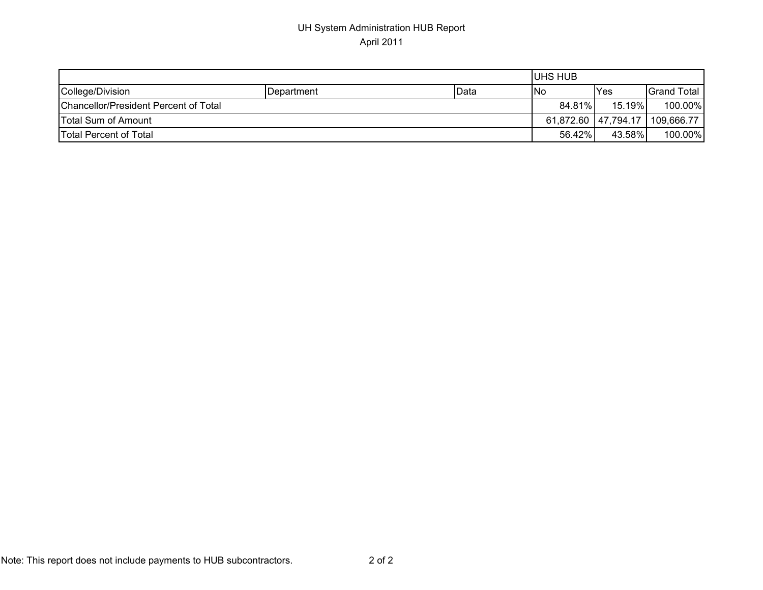UH System Administration HUB Report
April 2011

| | | | UHS HUB | | |
|---|---|---|---|---|---|
| College/Division | Department | Data | No | Yes | Grand Total |
| Chancellor/President Percent of Total | | | 84.81% | 15.19% | 100.00% |
| Total Sum of Amount | | | 61,872.60 | 47,794.17 | 109,666.77 |
| Total Percent of Total | | | 56.42% | 43.58% | 100.00% |

Note: This report does not include payments to HUB subcontractors.